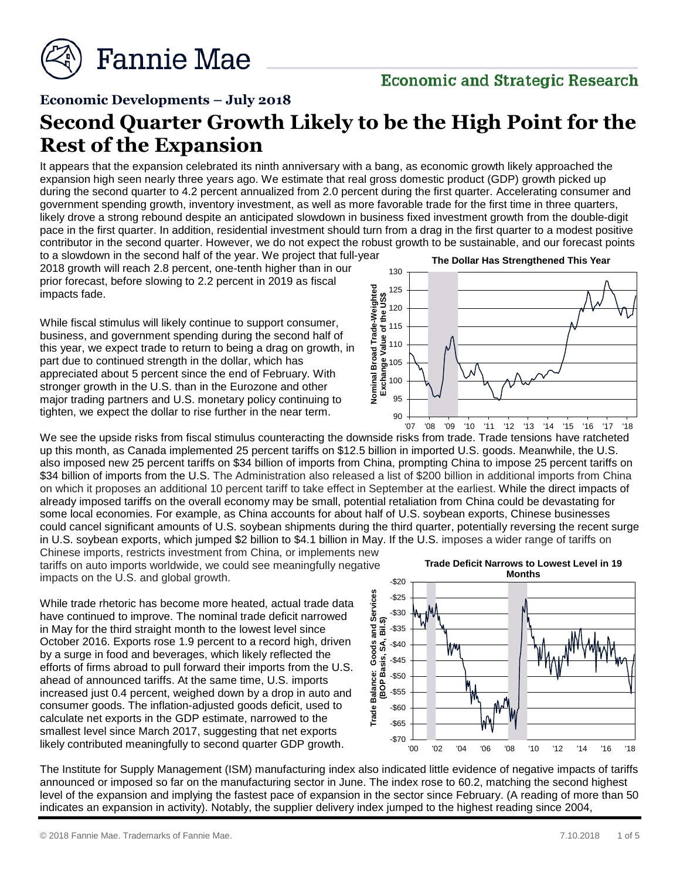**Economic and Strategic Research**

**Economic Developments – July 2018**

# Second Quarter Growth Likely to be the High Point for the Rest of the Expansion

It appears that the expansion celebrated its ninth anniversary with a bang, as economic growth likely approached the expansion high seen nearly three years ago. We estimate that real gross domestic product (GDP) growth picked up during the second quarter to 4.2 percent annualized from 2.0 percent during the first quarter. Accelerating consumer and government spending growth, inventory investment, as well as more favorable trade for the first time in three quarters, likely drove a strong rebound despite an anticipated slowdown in business fixed investment growth from the double-digit pace in the first quarter. In addition, residential investment should turn from a drag in the first quarter to a modest positive contributor in the second quarter. However, we do not expect the robust growth to be sustainable, and our forecast points to a slowdown in the second half of the year. We project that full-year 2018 growth will reach 2.8 percent, one-tenth higher than in our prior forecast, before slowing to 2.2 percent in 2019 as fiscal impacts fade.

While fiscal stimulus will likely continue to support consumer, business, and government spending during the second half of this year, we expect trade to return to being a drag on growth, in part due to continued strength in the dollar, which has appreciated about 5 percent since the end of February. With stronger growth in the U.S. than in the Eurozone and other major trading partners and U.S. monetary policy continuing to tighten, we expect the dollar to rise further in the near term.

**The Dollar Has Strengthened This Year**

We see the upside risks from fiscal stimulus counteracting the downside risks from trade. Trade tensions have ratcheted up this month, as Canada implemented 25 percent tariffs on $12.5 billion in imported U.S. goods. Meanwhile, the U.S. also imposed new 25 percent tariffs on $34 billion of imports from China, prompting China to impose 25 percent tariffs on $34 billion of imports from the U.S. The Administration also released a list of $200 billion in additional imports from China on which it proposes an additional 10 percent tariff to take effect in September at the earliest. While the direct impacts of already imposed tariffs on the overall economy may be small, potential retaliation from China could be devastating for some local economies. For example, as China accounts for about half of U.S. soybean exports, Chinese businesses could cancel significant amounts of U.S. soybean shipments during the third quarter, potentially reversing the recent surge in U.S. soybean exports, which jumped $2 billion to $4.1 billion in May. If the U.S. imposes a wider range of tariffs on Chinese imports, restricts investment from China, or implements new tariffs on auto imports worldwide, we could see meaningfully negative impacts on the U.S. and global growth.

While trade rhetoric has become more heated, actual trade data have continued to improve. The nominal trade deficit narrowed in May for the third straight month to the lowest level since October 2016. Exports rose 1.9 percent to a record high, driven by a surge in food and beverages, which likely reflected the efforts of firms abroad to pull forward their imports from the U.S. ahead of announced tariffs. At the same time, U.S. imports increased just 0.4 percent, weighed down by a drop in auto and consumer goods. The inflation-adjusted goods deficit, used to calculate net exports in the GDP estimate, narrowed to the smallest level since March 2017, suggesting that net exports likely contributed meaningfully to second quarter GDP growth.

**Trade Deficit Narrows to Lowest Level in 19 Months**

The Institute for Supply Management (ISM) manufacturing index also indicated little evidence of negative impacts of tariffs announced or imposed so far on the manufacturing sector in June. The index rose to 60.2, matching the second highest level of the expansion and implying the fastest pace of expansion in the sector since February. (A reading of more than 50 indicates an expansion in activity). Notably, the supplier delivery index jumped to the highest reading since 2004,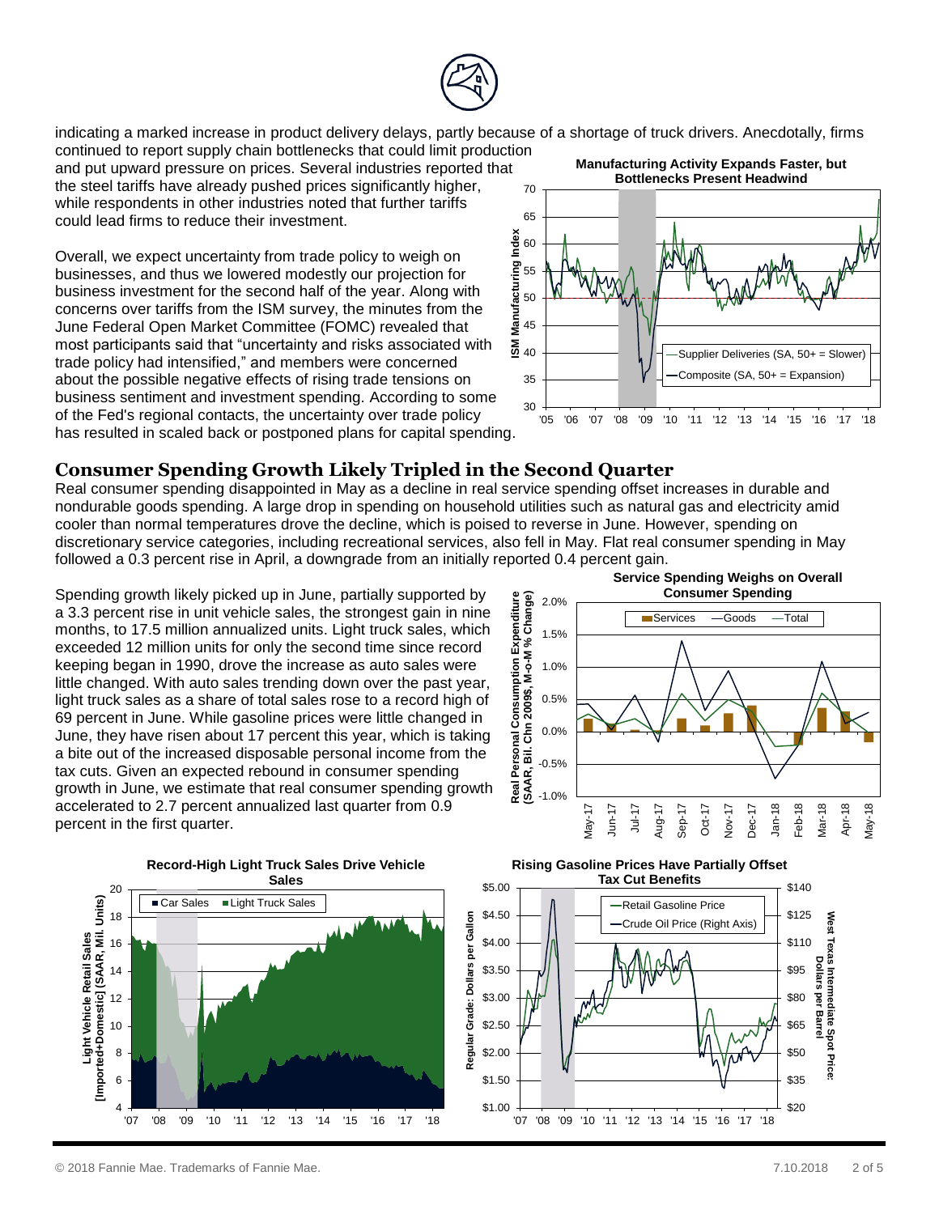indicating a marked increase in product delivery delays, partly because of a shortage of truck drivers. Anecdotally, firms continued to report supply chain bottlenecks that could limit production and put upward pressure on prices. Several industries reported that the steel tariffs have already pushed prices significantly higher, while respondents in other industries noted that further tariffs could lead firms to reduce their investment.

Overall, we expect uncertainty from trade policy to weigh on businesses, and thus we lowered modestly our projection for business investment for the second half of the year. Along with concerns over tariffs from the ISM survey, the minutes from the June Federal Open Market Committee (FOMC) revealed that most participants said that "uncertainty and risks associated with trade policy had intensified," and members were concerned about the possible negative effects of rising trade tensions on business sentiment and investment spending. According to some of the Fed's regional contacts, the uncertainty over trade policy has resulted in scaled back or postponed plans for capital spending.

**Manufacturing Activity Expands Faster, but Bottlenecks Present Headwind**

## Consumer Spending Growth Likely Tripled in the Second Quarter

Real consumer spending disappointed in May as a decline in real service spending offset increases in durable and nondurable goods spending. A large drop in spending on household utilities such as natural gas and electricity amid cooler than normal temperatures drove the decline, which is poised to reverse in June. However, spending on discretionary service categories, including recreational services, also fell in May. Flat real consumer spending in May followed a 0.3 percent rise in April, a downgrade from an initially reported 0.4 percent gain.

Spending growth likely picked up in June, partially supported by a 3.3 percent rise in unit vehicle sales, the strongest gain in nine months, to 17.5 million annualized units. Light truck sales, which exceeded 12 million units for only the second time since record keeping began in 1990, drove the increase as auto sales were little changed. With auto sales trending down over the past year, light truck sales as a share of total sales rose to a record high of 69 percent in June. While gasoline prices were little changed in June, they have risen about 17 percent this year, which is taking a bite out of the increased disposable personal income from the tax cuts. Given an expected rebound in consumer spending growth in June, we estimate that real consumer spending growth accelerated to 2.7 percent annualized last quarter from 0.9 percent in the first quarter.

**Service Spending Weighs on Overall Consumer Spending**

**Record-High Light Truck Sales Drive Vehicle Sales**

**Rising Gasoline Prices Have Partially Offset Tax Cut Benefits**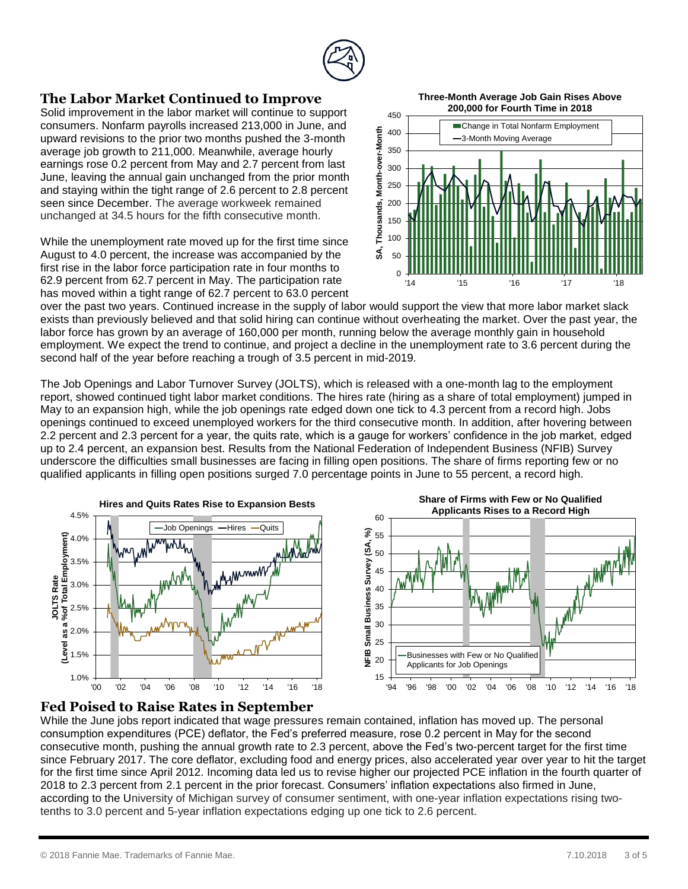## The Labor Market Continued to Improve

Solid improvement in the labor market will continue to support consumers. Nonfarm payrolls increased 213,000 in June, and upward revisions to the prior two months pushed the 3-month average job growth to 211,000. Meanwhile, average hourly earnings rose 0.2 percent from May and 2.7 percent from last June, leaving the annual gain unchanged from the prior month and staying within the tight range of 2.6 percent to 2.8 percent seen since December. The average workweek remained unchanged at 34.5 hours for the fifth consecutive month.

**Three-Month Average Job Gain Rises Above 200,000 for Fourth Time in 2018**

While the unemployment rate moved up for the first time since August to 4.0 percent, the increase was accompanied by the first rise in the labor force participation rate in four months to 62.9 percent from 62.7 percent in May. The participation rate has moved within a tight range of 62.7 percent to 63.0 percent over the past two years. Continued increase in the supply of labor would support the view that more labor market slack exists than previously believed and that solid hiring can continue without overheating the market. Over the past year, the labor force has grown by an average of 160,000 per month, running below the average monthly gain in household employment. We expect the trend to continue, and project a decline in the unemployment rate to 3.6 percent during the second half of the year before reaching a trough of 3.5 percent in mid-2019.

The Job Openings and Labor Turnover Survey (JOLTS), which is released with a one-month lag to the employment report, showed continued tight labor market conditions. The hires rate (hiring as a share of total employment) jumped in May to an expansion high, while the job openings rate edged down one tick to 4.3 percent from a record high. Jobs openings continued to exceed unemployed workers for the third consecutive month. In addition, after hovering between 2.2 percent and 2.3 percent for a year, the quits rate, which is a gauge for workers' confidence in the job market, edged up to 2.4 percent, an expansion best. Results from the National Federation of Independent Business (NFIB) Survey underscore the difficulties small businesses are facing in filling open positions. The share of firms reporting few or no qualified applicants in filling open positions surged 7.0 percentage points in June to 55 percent, a record high.

**Hires and Quits Rates Rise to Expansion Bests**

**Share of Firms with Few or No Qualified Applicants Rises to a Record High**

## Fed Poised to Raise Rates in September

While the June jobs report indicated that wage pressures remain contained, inflation has moved up. The personal consumption expenditures (PCE) deflator, the Fed's preferred measure, rose 0.2 percent in May for the second consecutive month, pushing the annual growth rate to 2.3 percent, above the Fed's two-percent target for the first time since February 2017. The core deflator, excluding food and energy prices, also accelerated year over year to hit the target for the first time since April 2012. Incoming data led us to revise higher our projected PCE inflation in the fourth quarter of 2018 to 2.3 percent from 2.1 percent in the prior forecast. Consumers' inflation expectations also firmed in June, according to the University of Michigan survey of consumer sentiment, with one-year inflation expectations rising two-tenths to 3.0 percent and 5-year inflation expectations edging up one tick to 2.6 percent.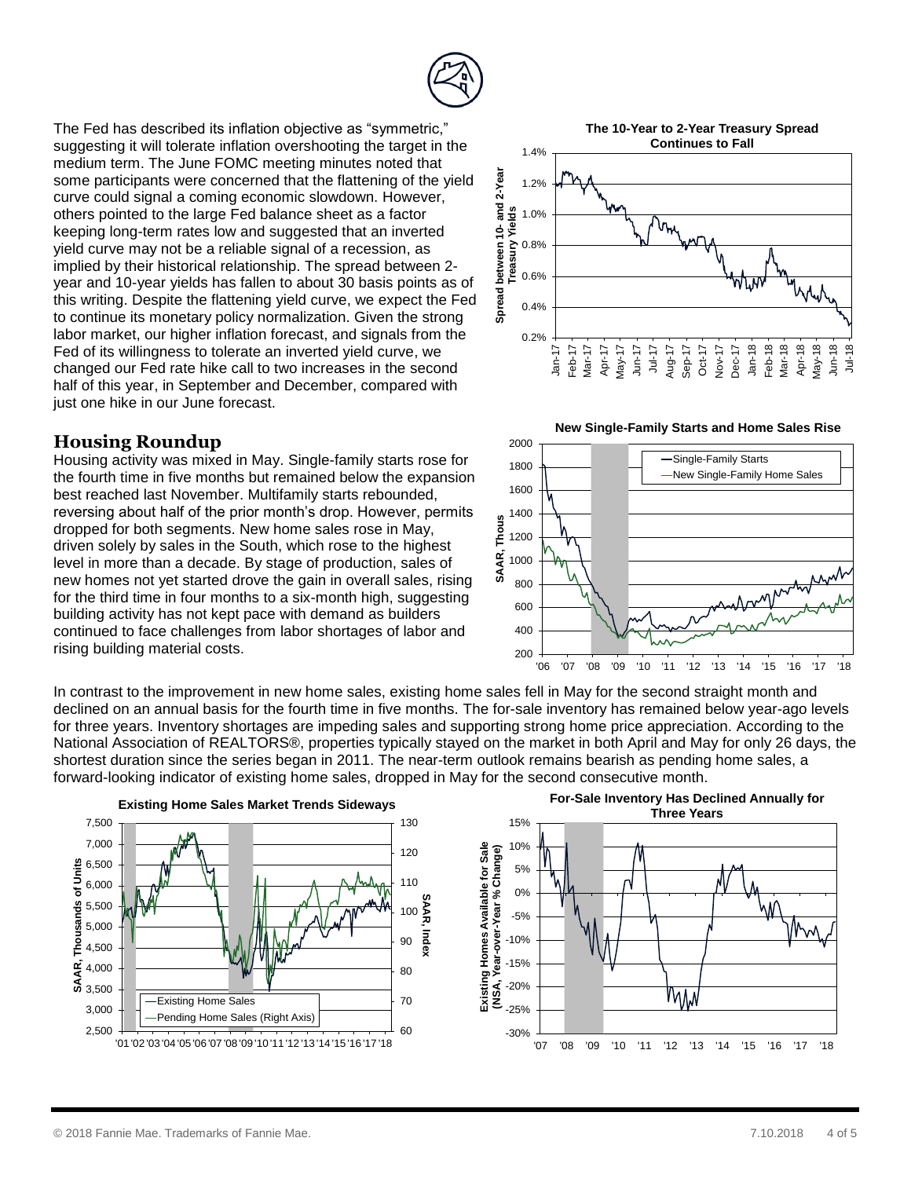The Fed has described its inflation objective as "symmetric," suggesting it will tolerate inflation overshooting the target in the medium term. The June FOMC meeting minutes noted that some participants were concerned that the flattening of the yield curve could signal a coming economic slowdown. However, others pointed to the large Fed balance sheet as a factor keeping long-term rates low and suggested that an inverted yield curve may not be a reliable signal of a recession, as implied by their historical relationship. The spread between 2-year and 10-year yields has fallen to about 30 basis points as of this writing. Despite the flattening yield curve, we expect the Fed to continue its monetary policy normalization. Given the strong labor market, our higher inflation forecast, and signals from the Fed of its willingness to tolerate an inverted yield curve, we changed our Fed rate hike call to two increases in the second half of this year, in September and December, compared with just one hike in our June forecast.

**The 10-Year to 2-Year Treasury Spread Continues to Fall**

## Housing Roundup

Housing activity was mixed in May. Single-family starts rose for the fourth time in five months but remained below the expansion best reached last November. Multifamily starts rebounded, reversing about half of the prior month's drop. However, permits dropped for both segments. New home sales rose in May, driven solely by sales in the South, which rose to the highest level in more than a decade. By stage of production, sales of new homes not yet started drove the gain in overall sales, rising for the third time in four months to a six-month high, suggesting building activity has not kept pace with demand as builders continued to face challenges from labor shortages of labor and rising building material costs.

**New Single-Family Starts and Home Sales Rise**

In contrast to the improvement in new home sales, existing home sales fell in May for the second straight month and declined on an annual basis for the fourth time in five months. The for-sale inventory has remained below year-ago levels for three years. Inventory shortages are impeding sales and supporting strong home price appreciation. According to the National Association of REALTORS®, properties typically stayed on the market in both April and May for only 26 days, the shortest duration since the series began in 2011. The near-term outlook remains bearish as pending home sales, a forward-looking indicator of existing home sales, dropped in May for the second consecutive month.

**Existing Home Sales Market Trends Sideways**

**For-Sale Inventory Has Declined Annually for Three Years**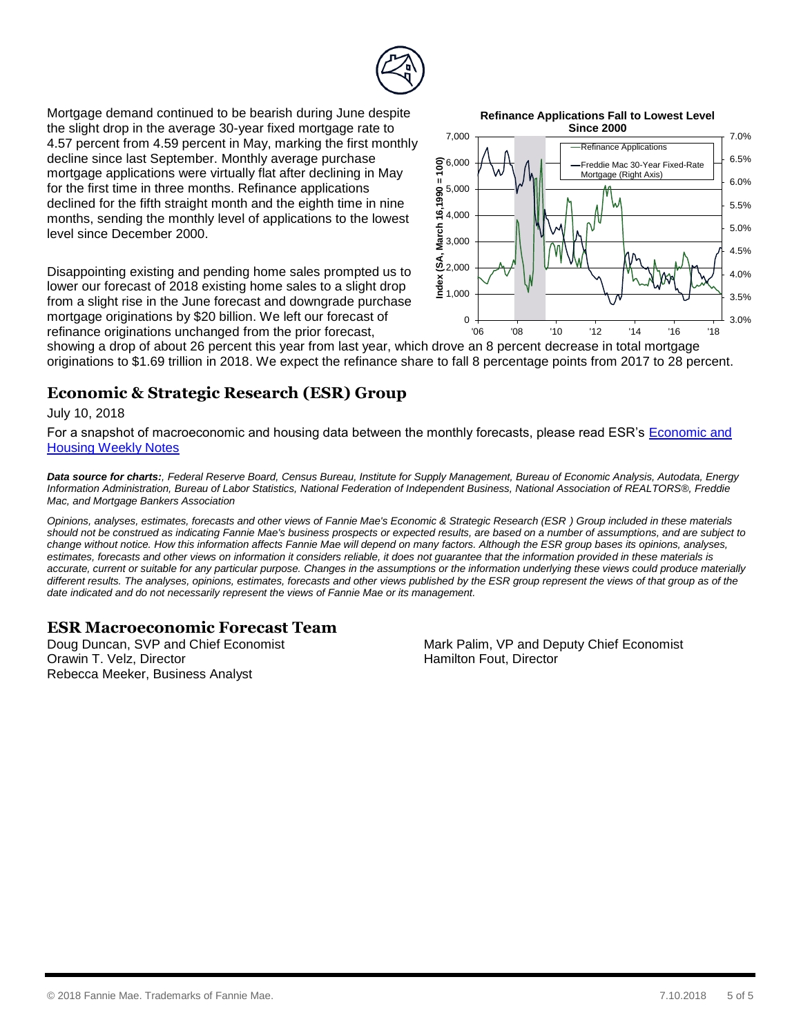Mortgage demand continued to be bearish during June despite the slight drop in the average 30-year fixed mortgage rate to 4.57 percent from 4.59 percent in May, marking the first monthly decline since last September. Monthly average purchase mortgage applications were virtually flat after declining in May for the first time in three months. Refinance applications declined for the fifth straight month and the eighth time in nine months, sending the monthly level of applications to the lowest level since December 2000.

Disappointing existing and pending home sales prompted us to lower our forecast of 2018 existing home sales to a slight drop from a slight rise in the June forecast and downgrade purchase mortgage originations by $20 billion. We left our forecast of refinance originations unchanged from the prior forecast, showing a drop of about 26 percent this year from last year, which drove an 8 percent decrease in total mortgage originations to $1.69 trillion in 2018. We expect the refinance share to fall 8 percentage points from 2017 to 28 percent.

**Refinance Applications Fall to Lowest Level Since 2000**

Index (SA, March 16,1990 = 100)

7,000
6,000
5,000
4,000
3,000
2,000
1,000
0

'06 '08 '10 '12 '14 '16 '18

7.0%
6.5%
6.0%
5.5%
5.0%
4.5%
4.0%
3.5%
3.0%

Refinance Applications

Freddie Mac 30-Year Fixed-Rate Mortgage (Right Axis)

## Economic & Strategic Research (ESR) Group

July 10, 2018

For a snapshot of macroeconomic and housing data between the monthly forecasts, please read ESR's [Economic and Housing Weekly Notes]

***Data source for charts:***, *Federal Reserve Board, Census Bureau, Institute for Supply Management, Bureau of Economic Analysis, Autodata, Energy Information Administration, Bureau of Labor Statistics, National Federation of Independent Business, National Association of REALTORS®, Freddie Mac, and Mortgage Bankers Association*

*Opinions, analyses, estimates, forecasts and other views of Fannie Mae's Economic & Strategic Research (ESR ) Group included in these materials should not be construed as indicating Fannie Mae's business prospects or expected results, are based on a number of assumptions, and are subject to change without notice. How this information affects Fannie Mae will depend on many factors. Although the ESR group bases its opinions, analyses, estimates, forecasts and other views on information it considers reliable, it does not guarantee that the information provided in these materials is accurate, current or suitable for any particular purpose. Changes in the assumptions or the information underlying these views could produce materially different results. The analyses, opinions, estimates, forecasts and other views published by the ESR group represent the views of that group as of the date indicated and do not necessarily represent the views of Fannie Mae or its management.*

## ESR Macroeconomic Forecast Team

Doug Duncan, SVP and Chief Economist
Orawin T. Velz, Director
Rebecca Meeker, Business Analyst

Mark Palim, VP and Deputy Chief Economist
Hamilton Fout, Director